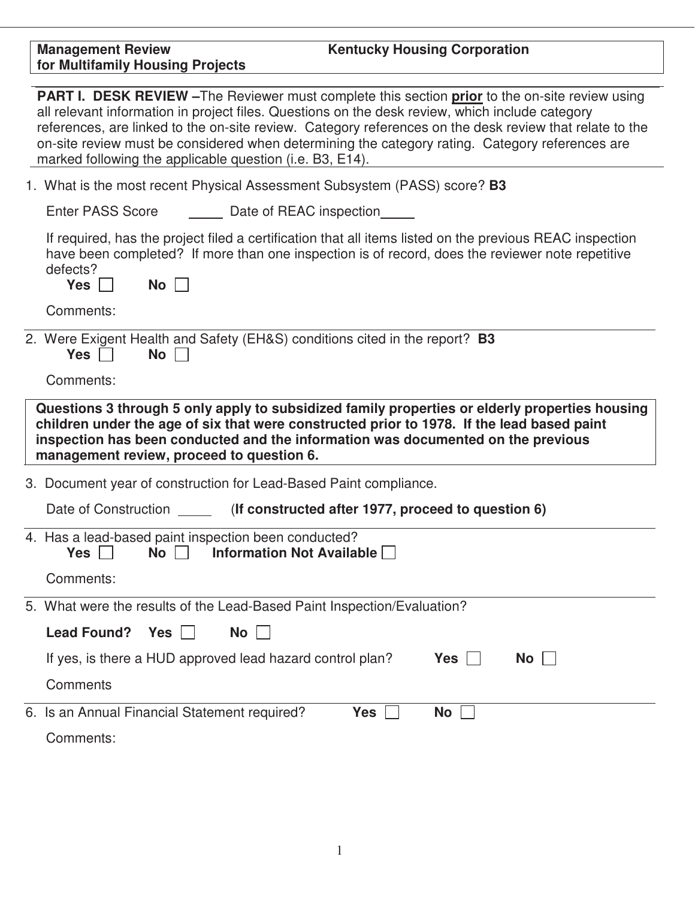**Management Review for Multifamily Housing Projects** | **Kentucky Housing Corporation**

**PART I. DESK REVIEW –** The Reviewer must complete this section **prior** to the on-site review using all relevant information in project files. Questions on the desk review, which include category references, are linked to the on-site review. Category references on the desk review that relate to the on-site review must be considered when determining the category rating. Category references are marked following the applicable question (i.e. B3, E14).

1. What is the most recent Physical Assessment Subsystem (PASS) score? **B3**

   Enter PASS Score _____ Date of REAC inspection_____

   If required, has the project filed a certification that all items listed on the previous REAC inspection have been completed? If more than one inspection is of record, does the reviewer note repetitive defects?

   **Yes** ☐ **No** ☐

   Comments:

2. Were Exigent Health and Safety (EH&S) conditions cited in the report? **B3**

   **Yes** ☐ **No** ☐

   Comments:

**Questions 3 through 5 only apply to subsidized family properties or elderly properties housing children under the age of six that were constructed prior to 1978. If the lead based paint inspection has been conducted and the information was documented on the previous management review, proceed to question 6.**

3. Document year of construction for Lead-Based Paint compliance.

   Date of Construction _____ (**If constructed after 1977, proceed to question 6)**

4. Has a lead-based paint inspection been conducted?

   **Yes** ☐ **No** ☐ **Information Not Available** ☐

   Comments:

5. What were the results of the Lead-Based Paint Inspection/Evaluation?

   **Lead Found? Yes** ☐ **No** ☐

   If yes, is there a HUD approved lead hazard control plan? **Yes** ☐ **No** ☐

   Comments

6. Is an Annual Financial Statement required? **Yes** ☐ **No** ☐

   Comments: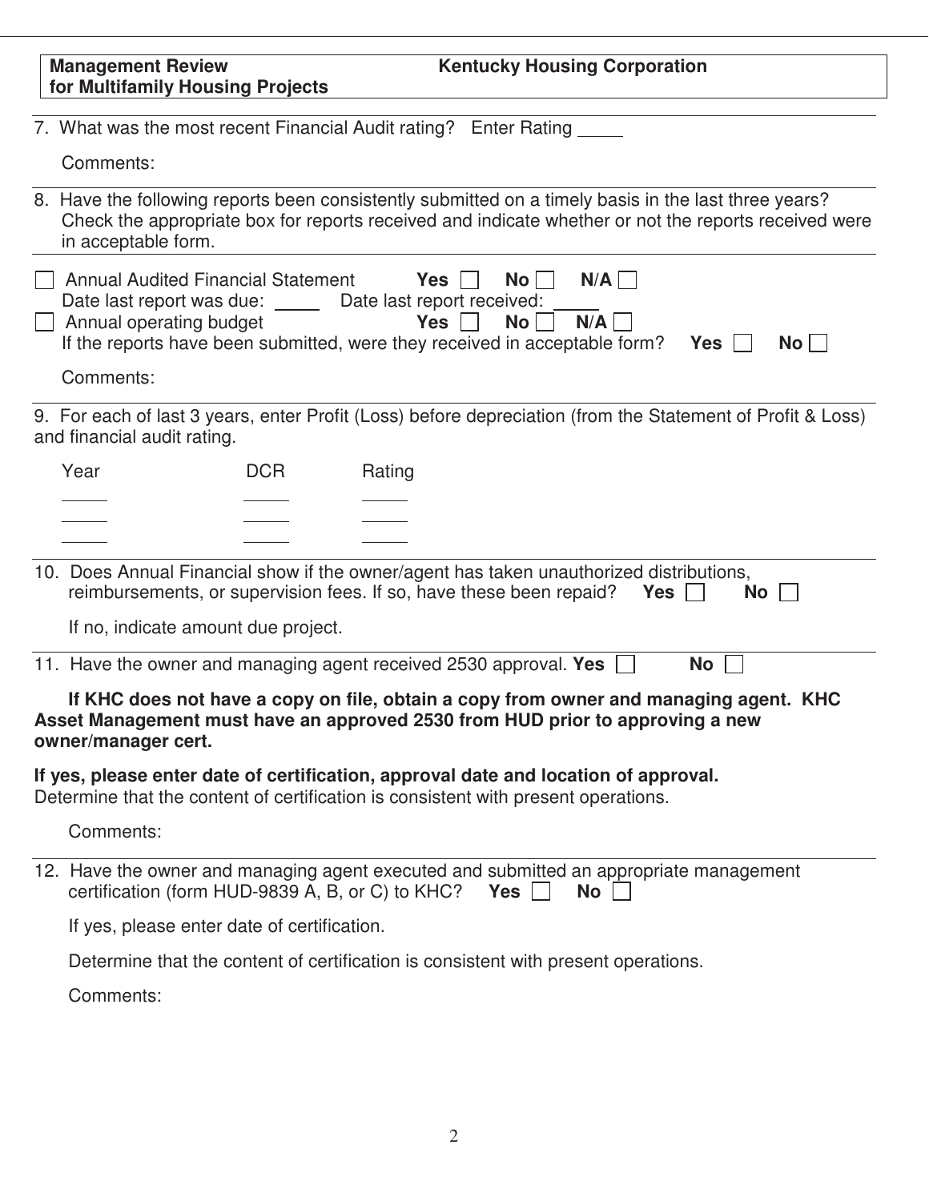| Management Review for Multifamily Housing Projects | Kentucky Housing Corporation |
|---|---|

7. What was the most recent Financial Audit rating? Enter Rating _____

   Comments:

8. Have the following reports been consistently submitted on a timely basis in the last three years? Check the appropriate box for reports received and indicate whether or not the reports received were in acceptable form.

☐ Annual Audited Financial Statement **Yes** ☐ **No** ☐ **N/A** ☐
Date last report was due: _____ Date last report received: _____
☐ Annual operating budget **Yes** ☐ **No** ☐ **N/A** ☐
If the reports have been submitted, were they received in acceptable form? **Yes** ☐ **No** ☐

Comments:

9. For each of last 3 years, enter Profit (Loss) before depreciation (from the Statement of Profit & Loss) and financial audit rating.

| Year | DCR | Rating |
|---|---|---|
| _____ | _____ | _____ |
| _____ | _____ | _____ |
| _____ | _____ | _____ |

10. Does Annual Financial show if the owner/agent has taken unauthorized distributions, reimbursements, or supervision fees. If so, have these been repaid? **Yes** ☐ **No** ☐

    If no, indicate amount due project.

11. Have the owner and managing agent received 2530 approval. **Yes** ☐ **No** ☐

**If KHC does not have a copy on file, obtain a copy from owner and managing agent. KHC Asset Management must have an approved 2530 from HUD prior to approving a new owner/manager cert.**

**If yes, please enter date of certification, approval date and location of approval.**
Determine that the content of certification is consistent with present operations.

Comments:

12. Have the owner and managing agent executed and submitted an appropriate management certification (form HUD-9839 A, B, or C) to KHC? **Yes** ☐ **No** ☐

    If yes, please enter date of certification.

    Determine that the content of certification is consistent with present operations.

    Comments: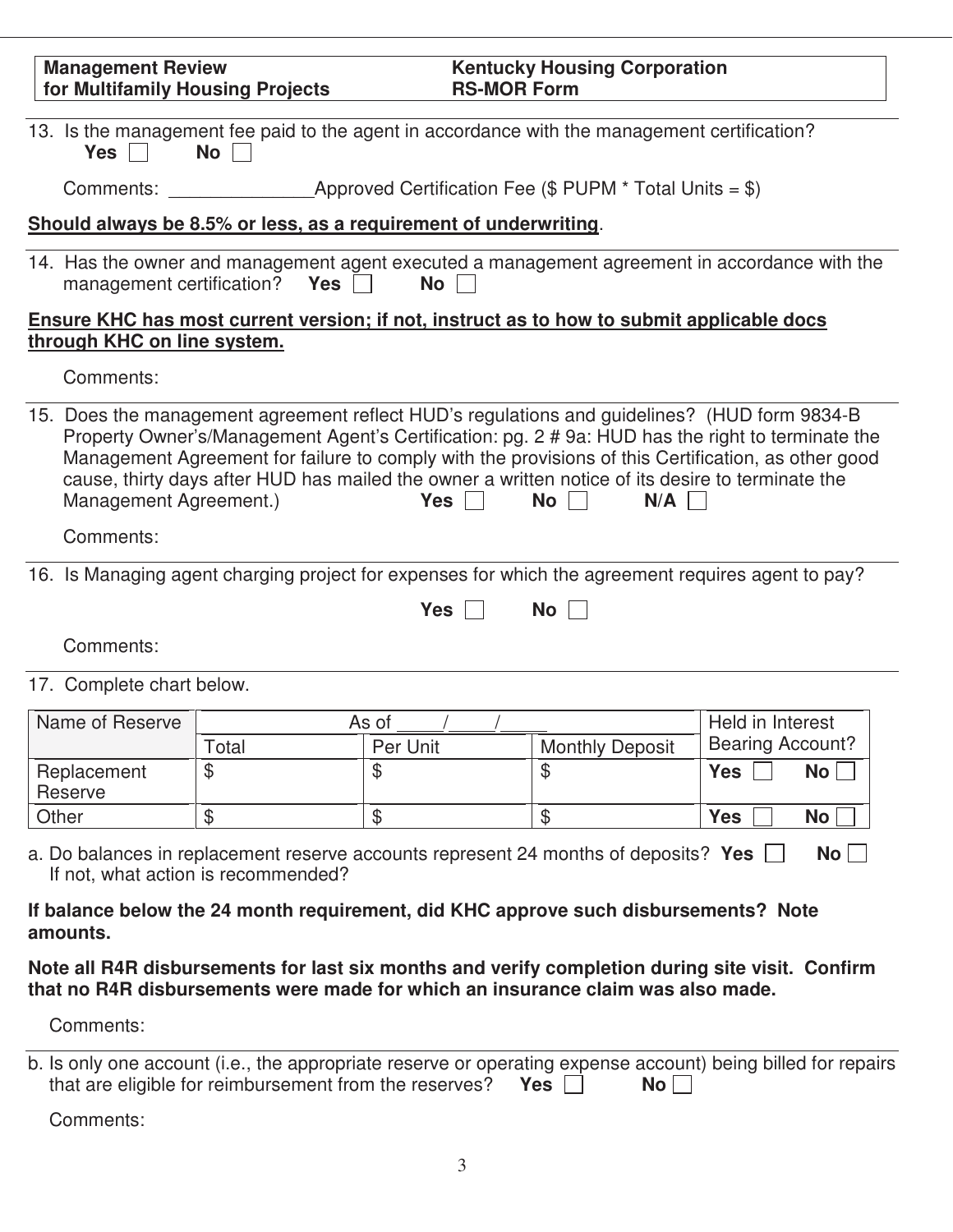| Management Review for Multifamily Housing Projects | Kentucky Housing Corporation RS-MOR Form |
|---|---|

13. Is the management fee paid to the agent in accordance with the management certification?
**Yes** ☐ **No** ☐

Comments: ______________Approved Certification Fee ($ PUPM * Total Units = $)

**Should always be 8.5% or less, as a requirement of underwriting**.

14. Has the owner and management agent executed a management agreement in accordance with the management certification? **Yes** ☐ **No** ☐

**Ensure KHC has most current version; if not, instruct as to how to submit applicable docs through KHC on line system.**

Comments:

15. Does the management agreement reflect HUD's regulations and guidelines? (HUD form 9834-B Property Owner's/Management Agent's Certification: pg. 2 # 9a: HUD has the right to terminate the Management Agreement for failure to comply with the provisions of this Certification, as other good cause, thirty days after HUD has mailed the owner a written notice of its desire to terminate the Management Agreement.) **Yes** ☐ **No** ☐ **N/A** ☐

Comments:

16. Is Managing agent charging project for expenses for which the agreement requires agent to pay?

**Yes** ☐ **No** ☐

Comments:

17. Complete chart below.

| Name of Reserve | As of ____/____/____ | | | Held in Interest Bearing Account? |
|---|---|---|---|---|
| | Total | Per Unit | Monthly Deposit | |
| Replacement Reserve | $ | $ | $ | **Yes** ☐ **No** ☐ |
| Other | $ | $ | $ | **Yes** ☐ **No** ☐ |

a. Do balances in replacement reserve accounts represent 24 months of deposits? **Yes** ☐ **No** ☐
If not, what action is recommended?

**If balance below the 24 month requirement, did KHC approve such disbursements? Note amounts.**

**Note all R4R disbursements for last six months and verify completion during site visit. Confirm that no R4R disbursements were made for which an insurance claim was also made.**

Comments:

b. Is only one account (i.e., the appropriate reserve or operating expense account) being billed for repairs that are eligible for reimbursement from the reserves? **Yes** ☐ **No** ☐

Comments: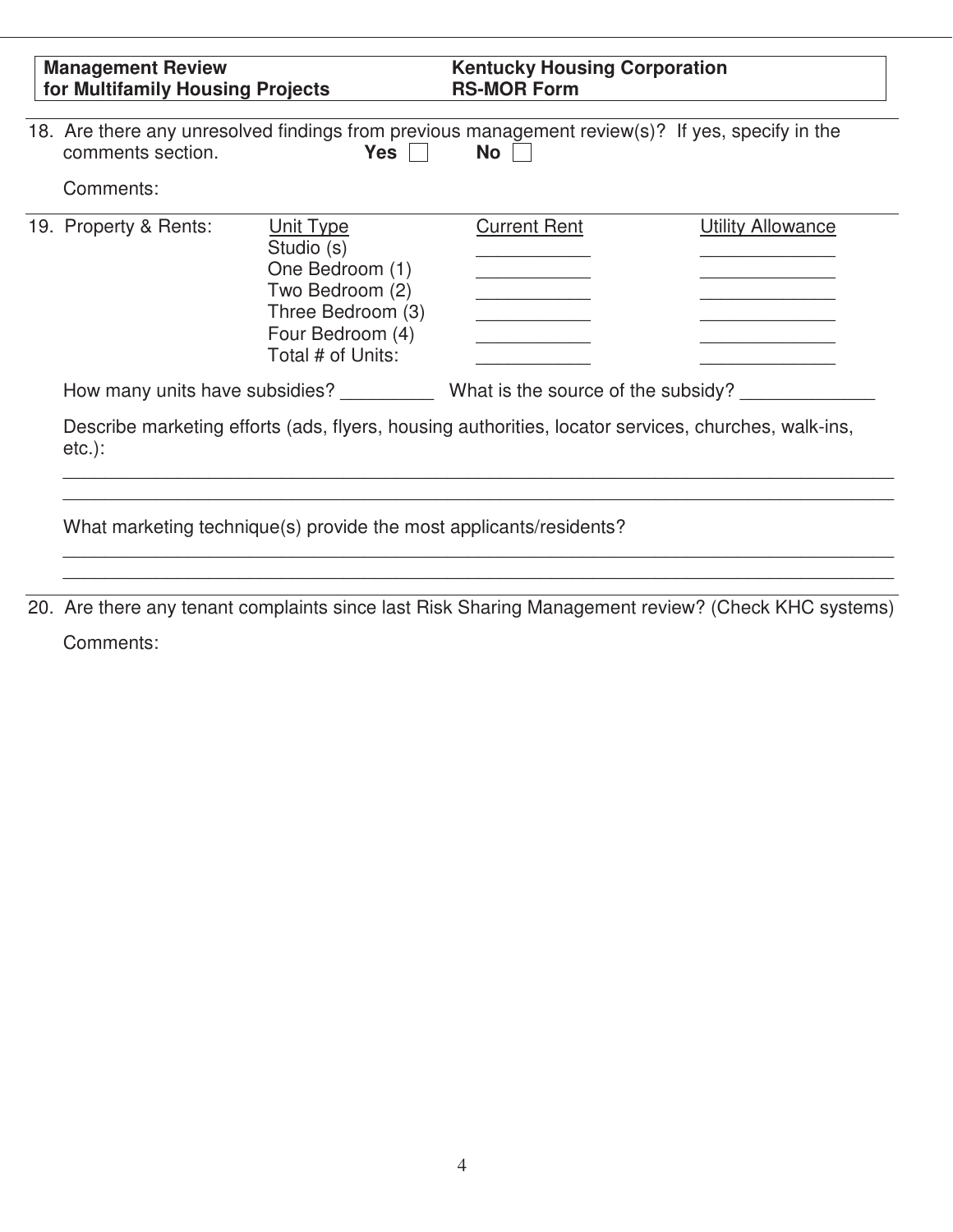| Management Review for Multifamily Housing Projects | Kentucky Housing Corporation RS-MOR Form |
|---|---|

18. Are there any unresolved findings from previous management review(s)? If yes, specify in the comments section. **Yes** ☐ **No** ☐

    Comments:

19. Property & Rents:

| Unit Type | Current Rent | Utility Allowance |
|---|---|---|
| Studio (s) | ___________ | _____________ |
| One Bedroom (1) | ___________ | _____________ |
| Two Bedroom (2) | ___________ | _____________ |
| Three Bedroom (3) | ___________ | _____________ |
| Four Bedroom (4) | ___________ | _____________ |
| Total # of Units: | ___________ | _____________ |

How many units have subsidies? _________ What is the source of the subsidy? _____________

Describe marketing efforts (ads, flyers, housing authorities, locator services, churches, walk-ins, etc.):

________________________________________________________________________________

________________________________________________________________________________

What marketing technique(s) provide the most applicants/residents?

________________________________________________________________________________

________________________________________________________________________________

20. Are there any tenant complaints since last Risk Sharing Management review? (Check KHC systems)

    Comments: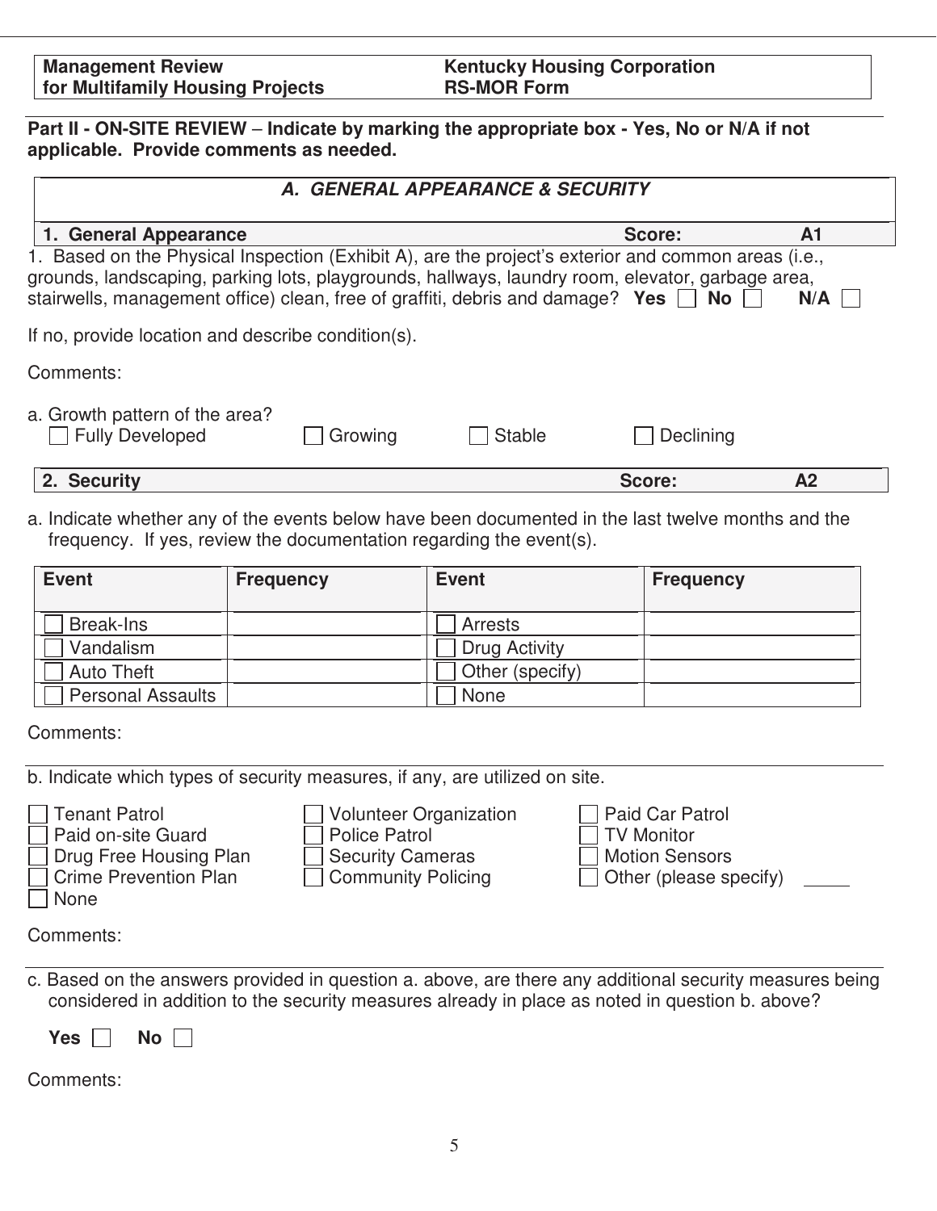| Management Review for Multifamily Housing Projects | Kentucky Housing Corporation RS-MOR Form |
|---|---|

**Part II - ON-SITE REVIEW – Indicate by marking the appropriate box - Yes, No or N/A if not applicable. Provide comments as needed.**

## *A. GENERAL APPEARANCE & SECURITY*

**1. General Appearance** **Score: A1**

1. Based on the Physical Inspection (Exhibit A), are the project's exterior and common areas (i.e., grounds, landscaping, parking lots, playgrounds, hallways, laundry room, elevator, garbage area, stairwells, management office) clean, free of graffiti, debris and damage? **Yes** ☐ **No** ☐ **N/A** ☐

If no, provide location and describe condition(s).

Comments:

a. Growth pattern of the area?
☐ Fully Developed ☐ Growing ☐ Stable ☐ Declining

**2. Security** **Score: A2**

a. Indicate whether any of the events below have been documented in the last twelve months and the frequency. If yes, review the documentation regarding the event(s).

| Event | Frequency | Event | Frequency |
|---|---|---|---|
| ☐ Break-Ins | | ☐ Arrests | |
| ☐ Vandalism | | ☐ Drug Activity | |
| ☐ Auto Theft | | ☐ Other (specify) | |
| ☐ Personal Assaults | | ☐ None | |

Comments:

b. Indicate which types of security measures, if any, are utilized on site.

☐ Tenant Patrol
☐ Paid on-site Guard
☐ Drug Free Housing Plan
☐ Crime Prevention Plan
☐ None
☐ Volunteer Organization
☐ Police Patrol
☐ Security Cameras
☐ Community Policing
☐ Paid Car Patrol
☐ TV Monitor
☐ Motion Sensors
☐ Other (please specify) _____

Comments:

c. Based on the answers provided in question a. above, are there any additional security measures being considered in addition to the security measures already in place as noted in question b. above?

**Yes** ☐ **No** ☐

Comments: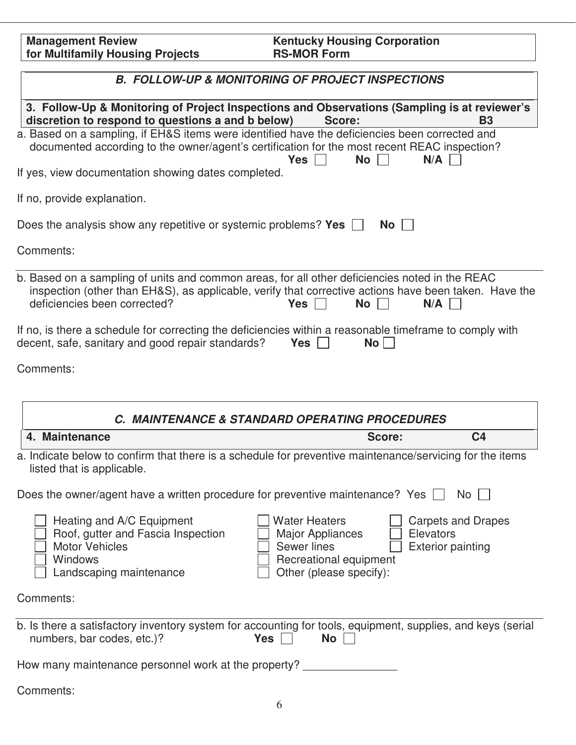**Management Review for Multifamily Housing Projects** | **Kentucky Housing Corporation RS-MOR Form**

## *B. FOLLOW-UP & MONITORING OF PROJECT INSPECTIONS*

**3. Follow-Up & Monitoring of Project Inspections and Observations (Sampling is at reviewer's discretion to respond to questions a and b below) Score: B3**

a. Based on a sampling, if EH&S items were identified have the deficiencies been corrected and documented according to the owner/agent's certification for the most recent REAC inspection?
**Yes** ☐ **No** ☐ **N/A** ☐

If yes, view documentation showing dates completed.

If no, provide explanation.

Does the analysis show any repetitive or systemic problems? **Yes** ☐ **No** ☐

Comments:

---

b. Based on a sampling of units and common areas, for all other deficiencies noted in the REAC inspection (other than EH&S), as applicable, verify that corrective actions have been taken. Have the deficiencies been corrected? **Yes** ☐ **No** ☐ **N/A** ☐

If no, is there a schedule for correcting the deficiencies within a reasonable timeframe to comply with decent, safe, sanitary and good repair standards? **Yes** ☐ **No** ☐

Comments:

## *C. MAINTENANCE & STANDARD OPERATING PROCEDURES*

**4. Maintenance Score: C4**

a. Indicate below to confirm that there is a schedule for preventive maintenance/servicing for the items listed that is applicable.

Does the owner/agent have a written procedure for preventive maintenance? Yes ☐ No ☐

- ☐ Heating and A/C Equipment
- ☐ Roof, gutter and Fascia Inspection
- ☐ Motor Vehicles
- ☐ Windows
- ☐ Landscaping maintenance
- ☐ Water Heaters
- ☐ Major Appliances
- ☐ Sewer lines
- ☐ Recreational equipment
- ☐ Other (please specify):
- ☐ Carpets and Drapes
- ☐ Elevators
- ☐ Exterior painting

Comments:

---

b. Is there a satisfactory inventory system for accounting for tools, equipment, supplies, and keys (serial numbers, bar codes, etc.)? **Yes** ☐ **No** ☐

How many maintenance personnel work at the property? _______________

Comments: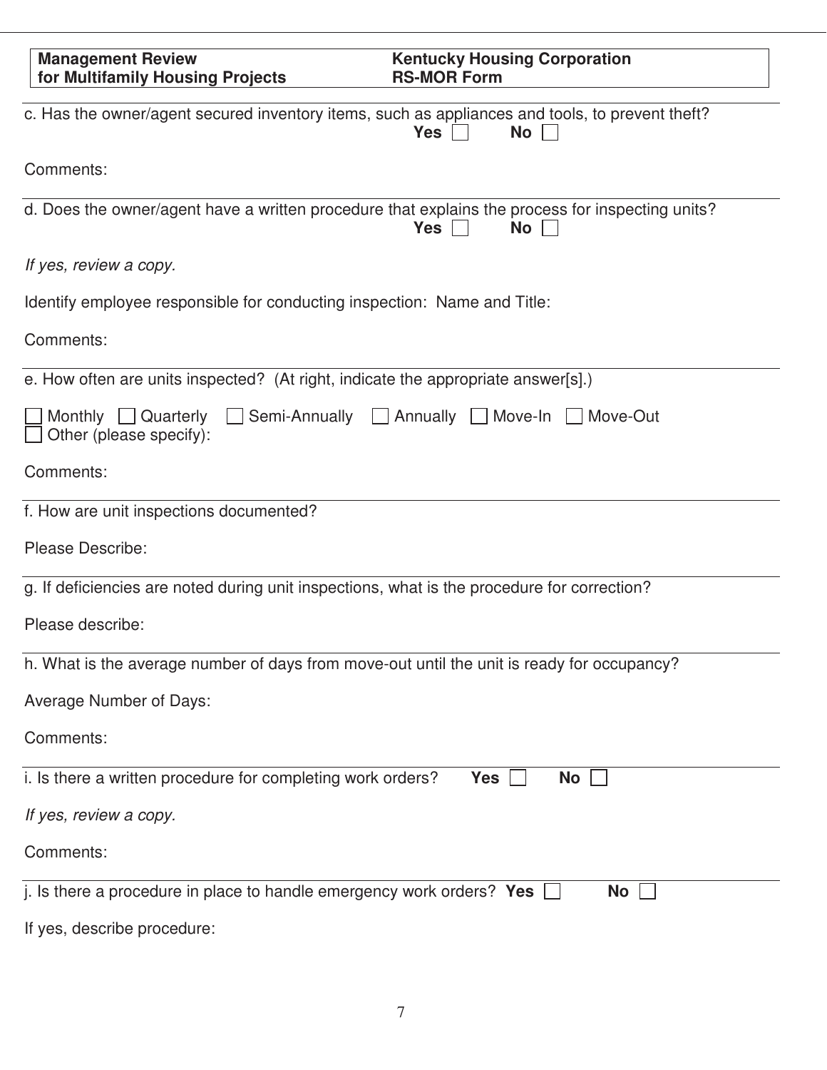c. Has the owner/agent secured inventory items, such as appliances and tools, to prevent theft?
**Yes** ☐ **No** ☐

Comments:

d. Does the owner/agent have a written procedure that explains the process for inspecting units?
**Yes** ☐ **No** ☐

*If yes, review a copy.*

Identify employee responsible for conducting inspection: Name and Title:

Comments:

e. How often are units inspected? (At right, indicate the appropriate answer[s].)

☐ Monthly ☐ Quarterly ☐ Semi-Annually ☐ Annually ☐ Move-In ☐ Move-Out
☐ Other (please specify):

Comments:

f. How are unit inspections documented?

Please Describe:

g. If deficiencies are noted during unit inspections, what is the procedure for correction?

Please describe:

h. What is the average number of days from move-out until the unit is ready for occupancy?

Average Number of Days:

Comments:

i. Is there a written procedure for completing work orders? **Yes** ☐ **No** ☐

*If yes, review a copy.*

Comments:

j. Is there a procedure in place to handle emergency work orders? **Yes** ☐ **No** ☐

If yes, describe procedure: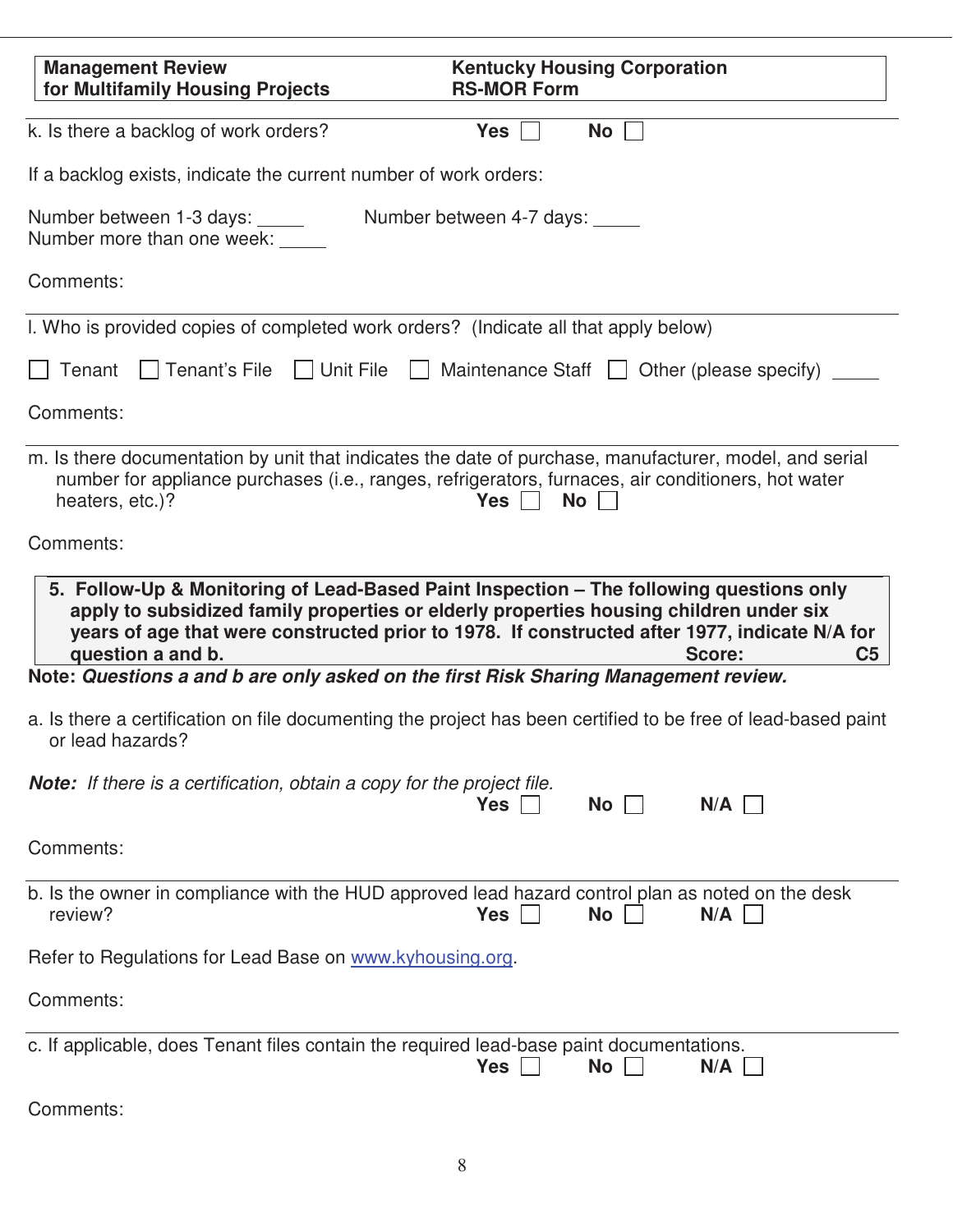k. Is there a backlog of work orders? **Yes** ☐ **No** ☐

If a backlog exists, indicate the current number of work orders:

Number between 1-3 days: _____ Number between 4-7 days: _____
Number more than one week: _____

Comments:

---

l. Who is provided copies of completed work orders? (Indicate all that apply below)

☐ Tenant ☐ Tenant's File ☐ Unit File ☐ Maintenance Staff ☐ Other (please specify) _____

Comments:

---

m. Is there documentation by unit that indicates the date of purchase, manufacturer, model, and serial number for appliance purchases (i.e., ranges, refrigerators, furnaces, air conditioners, hot water heaters, etc.)? **Yes** ☐ **No** ☐

Comments:

---

**5. Follow-Up & Monitoring of Lead-Based Paint Inspection – The following questions only apply to subsidized family properties or elderly properties housing children under six years of age that were constructed prior to 1978. If constructed after 1977, indicate N/A for question a and b.** **Score: C5**

**Note:** ***Questions a and b are only asked on the first Risk Sharing Management review.***

a. Is there a certification on file documenting the project has been certified to be free of lead-based paint or lead hazards?

***Note:*** *If there is a certification, obtain a copy for the project file.*
**Yes** ☐ **No** ☐ **N/A** ☐

Comments:

---

b. Is the owner in compliance with the HUD approved lead hazard control plan as noted on the desk review? **Yes** ☐ **No** ☐ **N/A** ☐

Refer to Regulations for Lead Base on www.kyhousing.org.

Comments:

---

c. If applicable, does Tenant files contain the required lead-base paint documentations.
**Yes** ☐ **No** ☐ **N/A** ☐

Comments: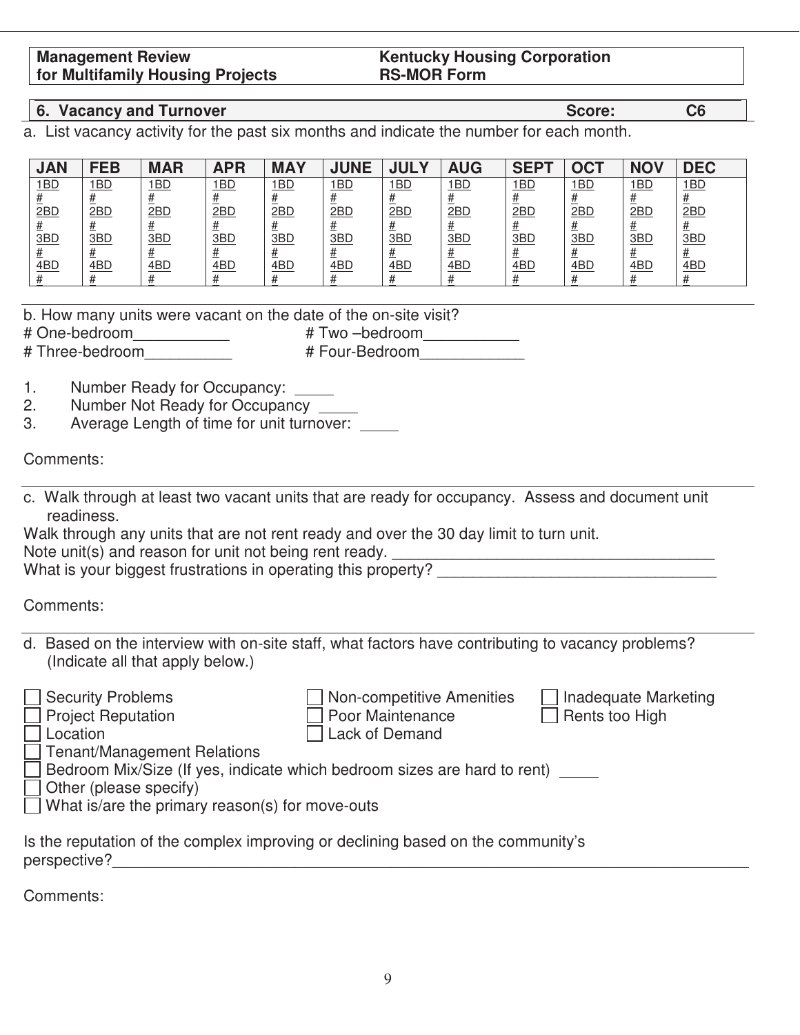| **Management Review for Multifamily Housing Projects** | **Kentucky Housing Corporation RS-MOR Form** |
|---|---|

## 6. Vacancy and Turnover — Score: C6

a. List vacancy activity for the past six months and indicate the number for each month.

| JAN | FEB | MAR | APR | MAY | JUNE | JULY | AUG | SEPT | OCT | NOV | DEC |
|---|---|---|---|---|---|---|---|---|---|---|---|
| 1BD # 2BD # 3BD # 4BD # | 1BD # 2BD # 3BD # 4BD # | 1BD # 2BD # 3BD # 4BD # | 1BD # 2BD # 3BD # 4BD # | 1BD # 2BD # 3BD # 4BD # | 1BD # 2BD # 3BD # 4BD # | 1BD # 2BD # 3BD # 4BD # | 1BD # 2BD # 3BD # 4BD # | 1BD # 2BD # 3BD # 4BD # | 1BD # 2BD # 3BD # 4BD # | 1BD # 2BD # 3BD # 4BD # | 1BD # 2BD # 3BD # 4BD # |

b. How many units were vacant on the date of the on-site visit?

\# One-bedroom___________ # Two –bedroom___________

\# Three-bedroom__________ # Four-Bedroom____________

1. Number Ready for Occupancy: _____
2. Number Not Ready for Occupancy _____
3. Average Length of time for unit turnover: _____

Comments:

c. Walk through at least two vacant units that are ready for occupancy. Assess and document unit readiness.

Walk through any units that are not rent ready and over the 30 day limit to turn unit.

Note unit(s) and reason for unit not being rent ready. ______________________________________

What is your biggest frustrations in operating this property? _________________________________

Comments:

d. Based on the interview with on-site staff, what factors have contributing to vacancy problems? (Indicate all that apply below.)

- ☐ Security Problems
- ☐ Non-competitive Amenities
- ☐ Inadequate Marketing
- ☐ Project Reputation
- ☐ Poor Maintenance
- ☐ Rents too High
- ☐ Location
- ☐ Lack of Demand
- ☐ Tenant/Management Relations
- ☐ Bedroom Mix/Size (If yes, indicate which bedroom sizes are hard to rent) _____
- ☐ Other (please specify)
- ☐ What is/are the primary reason(s) for move-outs

Is the reputation of the complex improving or declining based on the community's perspective?_______________________________________________________________________________

Comments: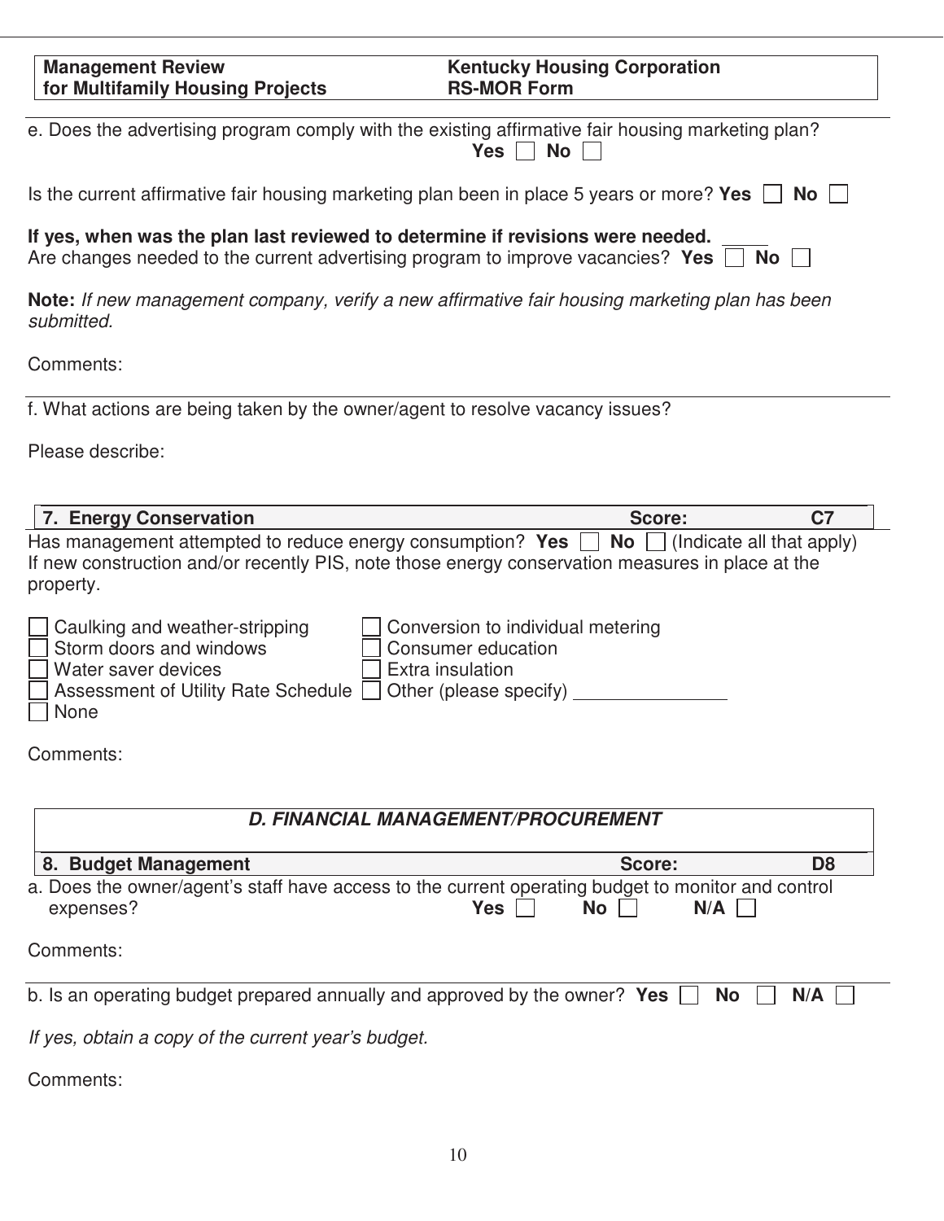e. Does the advertising program comply with the existing affirmative fair housing marketing plan? **Yes** ☐ **No** ☐

Is the current affirmative fair housing marketing plan been in place 5 years or more? **Yes** ☐ **No** ☐

**If yes, when was the plan last reviewed to determine if revisions were needed.** _____

Are changes needed to the current advertising program to improve vacancies? **Yes** ☐ **No** ☐

**Note:** *If new management company, verify a new affirmative fair housing marketing plan has been submitted.*

Comments:

---

f. What actions are being taken by the owner/agent to resolve vacancy issues?

Please describe:

| **7. Energy Conservation** | **Score:** | **C7** |
|---|---|---|

Has management attempted to reduce energy consumption? **Yes** ☐ **No** ☐ (Indicate all that apply)
If new construction and/or recently PIS, note those energy conservation measures in place at the property.

- ☐ Caulking and weather-stripping
- ☐ Storm doors and windows
- ☐ Water saver devices
- ☐ Assessment of Utility Rate Schedule
- ☐ None
- ☐ Conversion to individual metering
- ☐ Consumer education
- ☐ Extra insulation
- ☐ Other (please specify) _______________

Comments:

## *D. FINANCIAL MANAGEMENT/PROCUREMENT*

| **8. Budget Management** | **Score:** | **D8** |
|---|---|---|

a. Does the owner/agent's staff have access to the current operating budget to monitor and control expenses? **Yes** ☐ **No** ☐ **N/A** ☐

Comments:

---

b. Is an operating budget prepared annually and approved by the owner? **Yes** ☐ **No** ☐ **N/A** ☐

*If yes, obtain a copy of the current year's budget.*

Comments: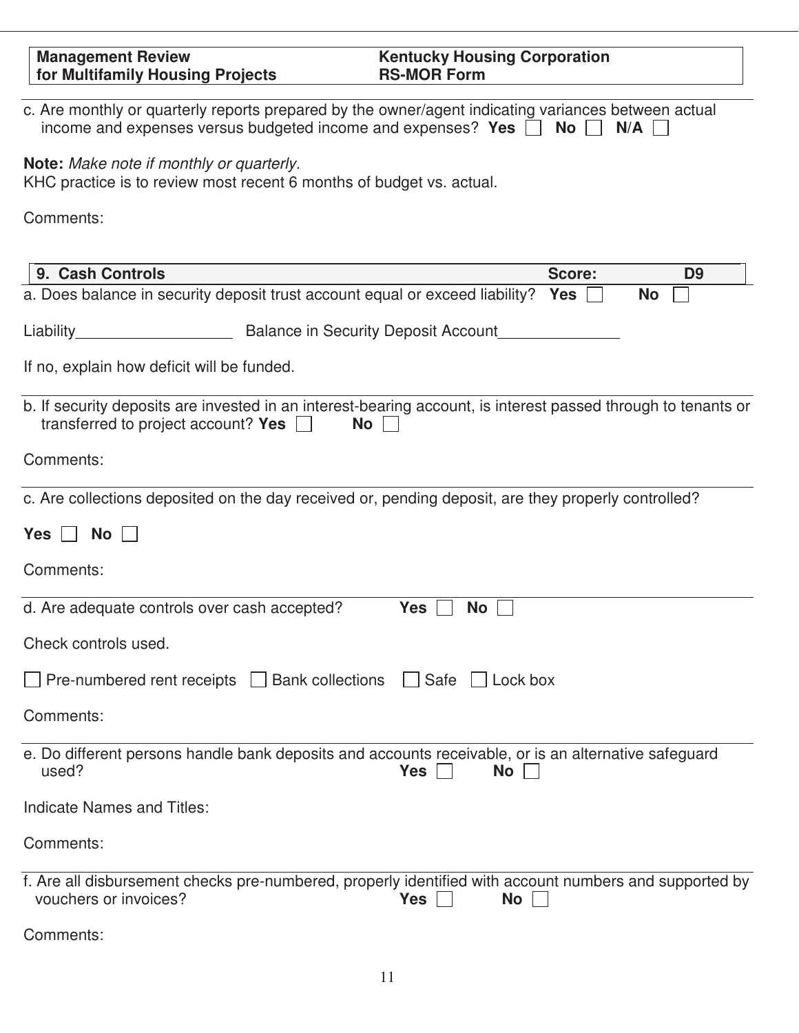c. Are monthly or quarterly reports prepared by the owner/agent indicating variances between actual income and expenses versus budgeted income and expenses? **Yes** ☐ **No** ☐ **N/A** ☐

**Note:** *Make note if monthly or quarterly.*
KHC practice is to review most recent 6 months of budget vs. actual.

Comments:

| **9. Cash Controls** | **Score:** | **D9** |
|---|---|---|

a. Does balance in security deposit trust account equal or exceed liability? **Yes** ☐ **No** ☐

Liability__________________ Balance in Security Deposit Account______________

If no, explain how deficit will be funded.

b. If security deposits are invested in an interest-bearing account, is interest passed through to tenants or transferred to project account? **Yes** ☐ **No** ☐

Comments:

c. Are collections deposited on the day received or, pending deposit, are they properly controlled?

**Yes** ☐ **No** ☐

Comments:

d. Are adequate controls over cash accepted? **Yes** ☐ **No** ☐

Check controls used.

☐ Pre-numbered rent receipts ☐ Bank collections ☐ Safe ☐ Lock box

Comments:

e. Do different persons handle bank deposits and accounts receivable, or is an alternative safeguard used? **Yes** ☐ **No** ☐

Indicate Names and Titles:

Comments:

f. Are all disbursement checks pre-numbered, properly identified with account numbers and supported by vouchers or invoices? **Yes** ☐ **No** ☐

Comments: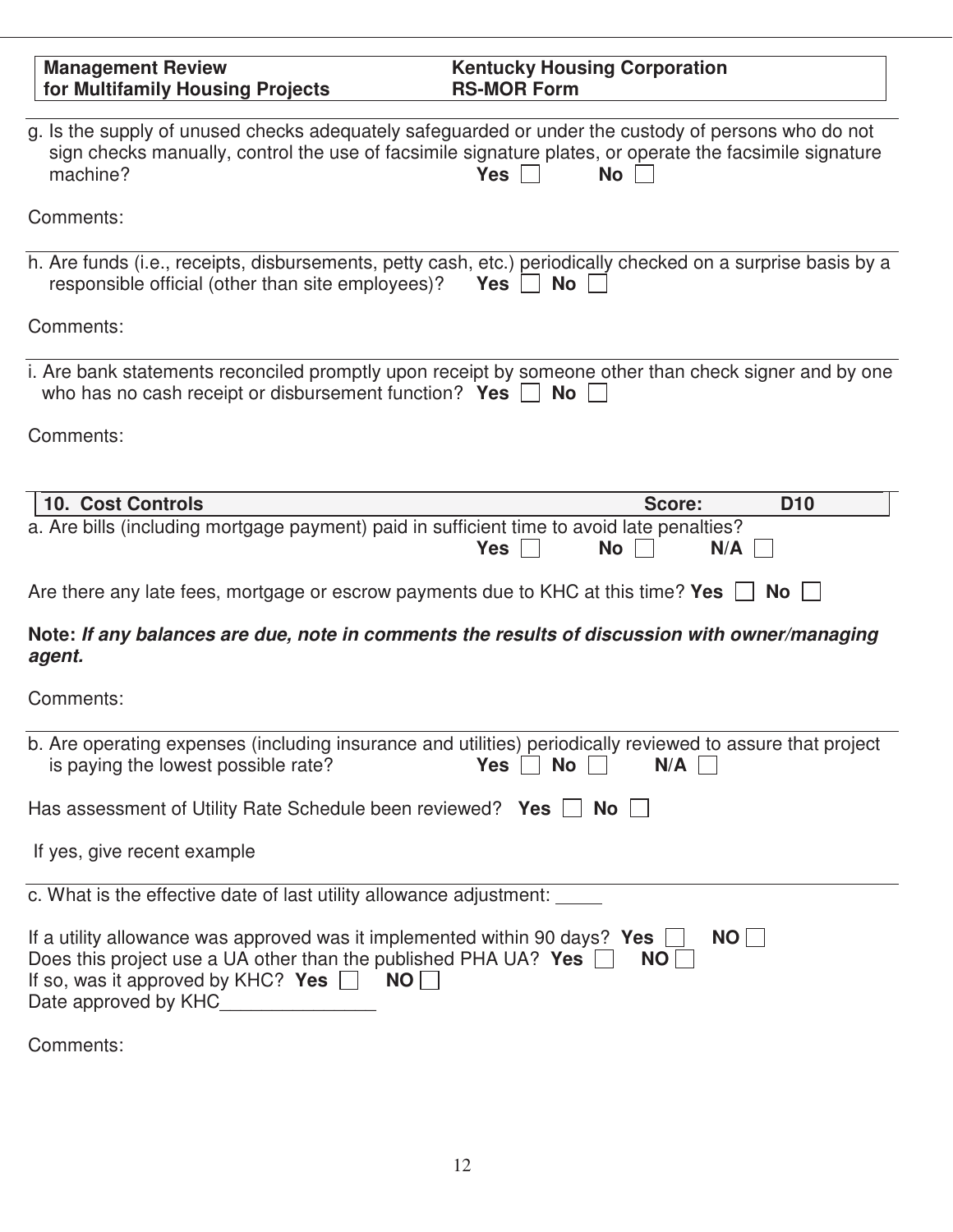g. Is the supply of unused checks adequately safeguarded or under the custody of persons who do not sign checks manually, control the use of facsimile signature plates, or operate the facsimile signature machine? **Yes** ☐ **No** ☐

Comments:

h. Are funds (i.e., receipts, disbursements, petty cash, etc.) periodically checked on a surprise basis by a responsible official (other than site employees)? **Yes** ☐ **No** ☐

Comments:

i. Are bank statements reconciled promptly upon receipt by someone other than check signer and by one who has no cash receipt or disbursement function? **Yes** ☐ **No** ☐

Comments:

## 10. Cost Controls — Score: D10

a. Are bills (including mortgage payment) paid in sufficient time to avoid late penalties? **Yes** ☐ **No** ☐ **N/A** ☐

Are there any late fees, mortgage or escrow payments due to KHC at this time? **Yes** ☐ **No** ☐

**Note:** ***If any balances are due, note in comments the results of discussion with owner/managing agent.***

Comments:

b. Are operating expenses (including insurance and utilities) periodically reviewed to assure that project is paying the lowest possible rate? **Yes** ☐ **No** ☐ **N/A** ☐

Has assessment of Utility Rate Schedule been reviewed? **Yes** ☐ **No** ☐

If yes, give recent example

c. What is the effective date of last utility allowance adjustment: _____

If a utility allowance was approved was it implemented within 90 days? **Yes** ☐ **NO** ☐
Does this project use a UA other than the published PHA UA? **Yes** ☐ **NO** ☐
If so, was it approved by KHC? **Yes** ☐ **NO** ☐
Date approved by KHC_______________

Comments: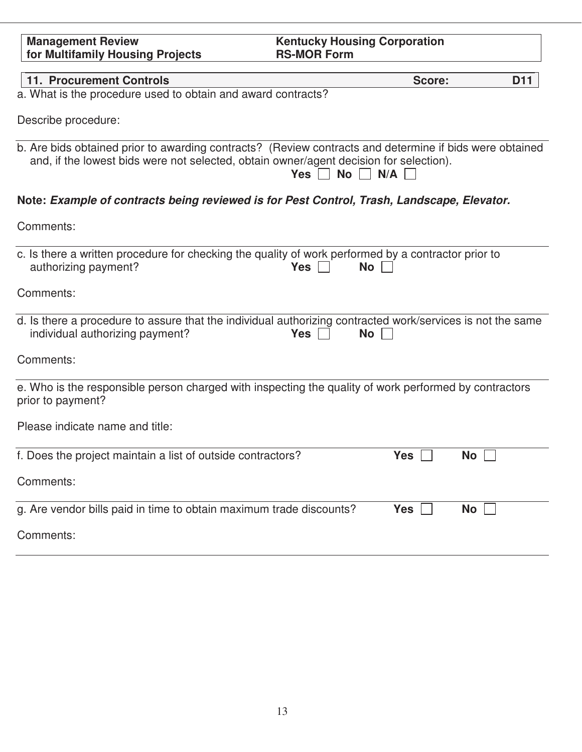**Management Review for Multifamily Housing Projects** | **Kentucky Housing Corporation RS-MOR Form**

## 11. Procurement Controls — Score: D11

a. What is the procedure used to obtain and award contracts?

Describe procedure:

---

b. Are bids obtained prior to awarding contracts? (Review contracts and determine if bids were obtained and, if the lowest bids were not selected, obtain owner/agent decision for selection).

**Yes** ☐ **No** ☐ **N/A** ☐

**Note:** ***Example of contracts being reviewed is for Pest Control, Trash, Landscape, Elevator.***

Comments:

---

c. Is there a written procedure for checking the quality of work performed by a contractor prior to authorizing payment? **Yes** ☐ **No** ☐

Comments:

---

d. Is there a procedure to assure that the individual authorizing contracted work/services is not the same individual authorizing payment? **Yes** ☐ **No** ☐

Comments:

---

e. Who is the responsible person charged with inspecting the quality of work performed by contractors prior to payment?

Please indicate name and title:

---

f. Does the project maintain a list of outside contractors? **Yes** ☐ **No** ☐

Comments:

---

g. Are vendor bills paid in time to obtain maximum trade discounts? **Yes** ☐ **No** ☐

Comments:

---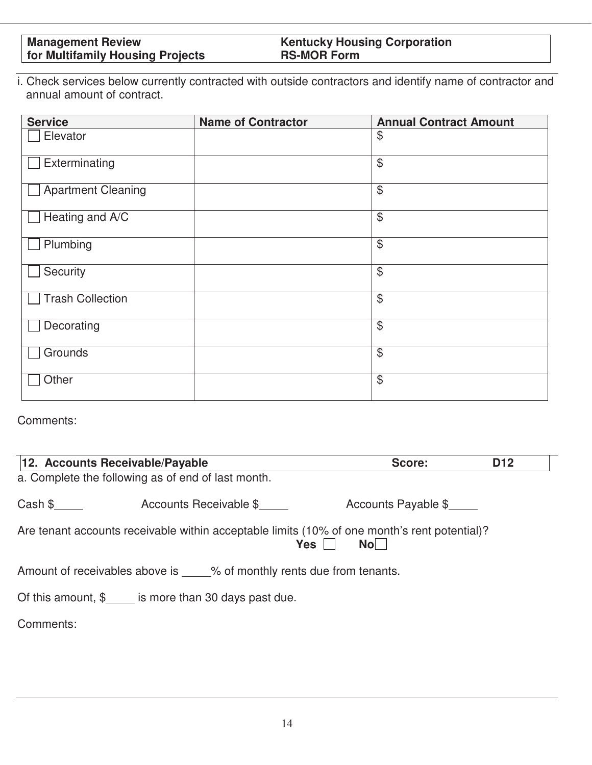i. Check services below currently contracted with outside contractors and identify name of contractor and annual amount of contract.

| Service | Name of Contractor | Annual Contract Amount |
|---|---|---|
| ☐ Elevator | | $ |
| ☐ Exterminating | | $ |
| ☐ Apartment Cleaning | | $ |
| ☐ Heating and A/C | | $ |
| ☐ Plumbing | | $ |
| ☐ Security | | $ |
| ☐ Trash Collection | | $ |
| ☐ Decorating | | $ |
| ☐ Grounds | | $ |
| ☐ Other | | $ |

Comments:

| **12. Accounts Receivable/Payable** | **Score:** | **D12** |
|---|---|---|

a. Complete the following as of end of last month.

Cash $_____ Accounts Receivable $_____ Accounts Payable $_____

Are tenant accounts receivable within acceptable limits (10% of one month's rent potential)?
**Yes** ☐ **No** ☐

Amount of receivables above is _____% of monthly rents due from tenants.

Of this amount, $_____ is more than 30 days past due.

Comments: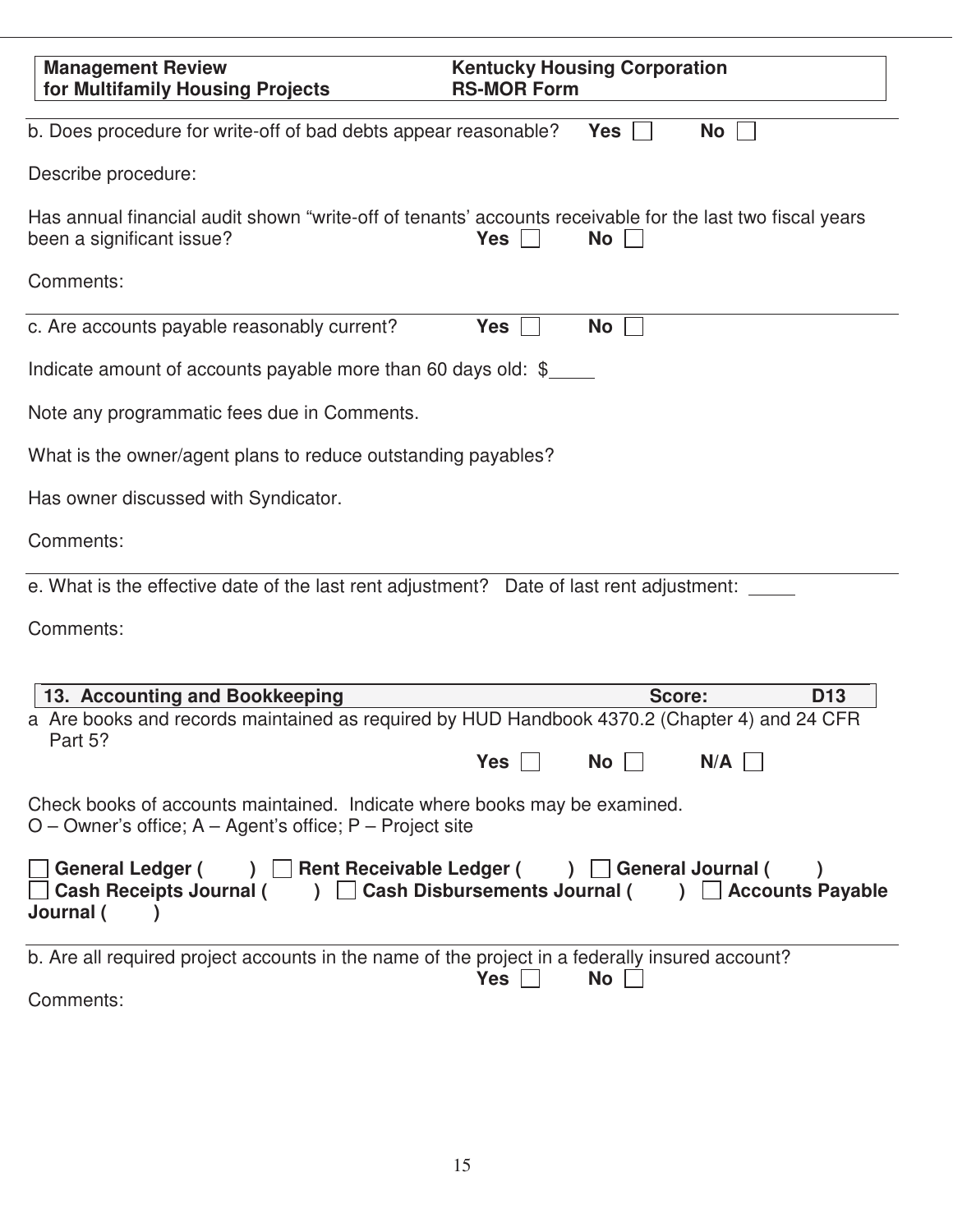| **Management Review for Multifamily Housing Projects** | **Kentucky Housing Corporation RS-MOR Form** |
|---|---|

b. Does procedure for write-off of bad debts appear reasonable? **Yes** ☐ **No** ☐

Describe procedure:

Has annual financial audit shown "write-off of tenants' accounts receivable for the last two fiscal years been a significant issue? **Yes** ☐ **No** ☐

Comments:

---

c. Are accounts payable reasonably current? **Yes** ☐ **No** ☐

Indicate amount of accounts payable more than 60 days old: $\_\_\_\_\_

Note any programmatic fees due in Comments.

What is the owner/agent plans to reduce outstanding payables?

Has owner discussed with Syndicator.

Comments:

---

e. What is the effective date of the last rent adjustment? Date of last rent adjustment: \_\_\_\_\_

Comments:

| **13. Accounting and Bookkeeping** | **Score:** | **D13** |
|---|---|---|

a Are books and records maintained as required by HUD Handbook 4370.2 (Chapter 4) and 24 CFR Part 5?

**Yes** ☐ **No** ☐ **N/A** ☐

Check books of accounts maintained. Indicate where books may be examined.
O – Owner's office; A – Agent's office; P – Project site

☐ **General Ledger (   )** ☐ **Rent Receivable Ledger (   )** ☐ **General Journal (   )**
☐ **Cash Receipts Journal (   )** ☐ **Cash Disbursements Journal (   )** ☐ **Accounts Payable Journal (   )**

---

b. Are all required project accounts in the name of the project in a federally insured account?
**Yes** ☐ **No** ☐

Comments: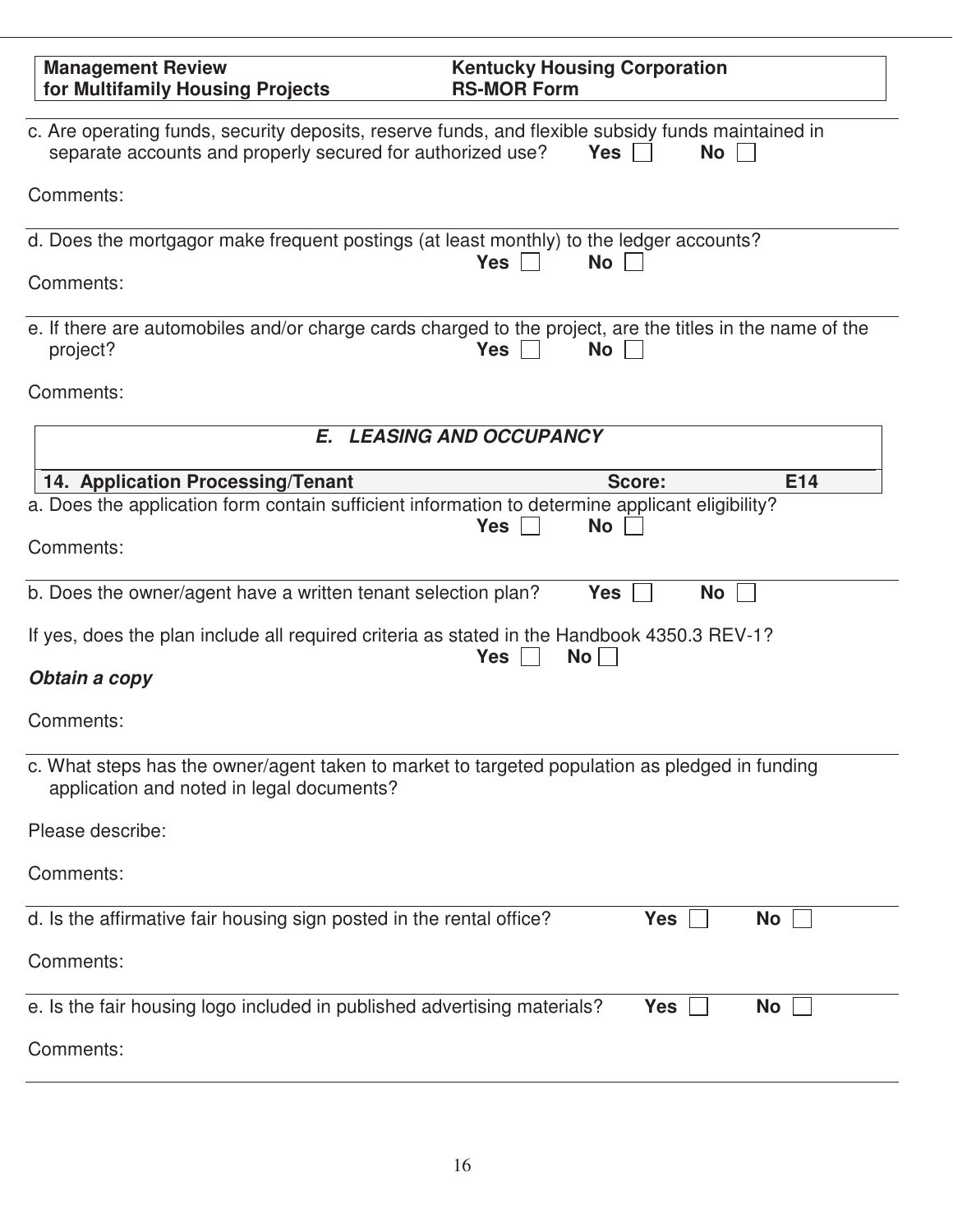c. Are operating funds, security deposits, reserve funds, and flexible subsidy funds maintained in separate accounts and properly secured for authorized use? **Yes** ☐ **No** ☐

Comments:

d. Does the mortgagor make frequent postings (at least monthly) to the ledger accounts? **Yes** ☐ **No** ☐

Comments:

e. If there are automobiles and/or charge cards charged to the project, are the titles in the name of the project? **Yes** ☐ **No** ☐

Comments:

## ***E. LEASING AND OCCUPANCY***

| **14. Application Processing/Tenant** | **Score:** | **E14** |
|---|---|---|

a. Does the application form contain sufficient information to determine applicant eligibility? **Yes** ☐ **No** ☐

Comments:

b. Does the owner/agent have a written tenant selection plan? **Yes** ☐ **No** ☐

If yes, does the plan include all required criteria as stated in the Handbook 4350.3 REV-1? **Yes** ☐ **No** ☐

***Obtain a copy***

Comments:

c. What steps has the owner/agent taken to market to targeted population as pledged in funding application and noted in legal documents?

Please describe:

Comments:

d. Is the affirmative fair housing sign posted in the rental office? **Yes** ☐ **No** ☐

Comments:

e. Is the fair housing logo included in published advertising materials? **Yes** ☐ **No** ☐

Comments: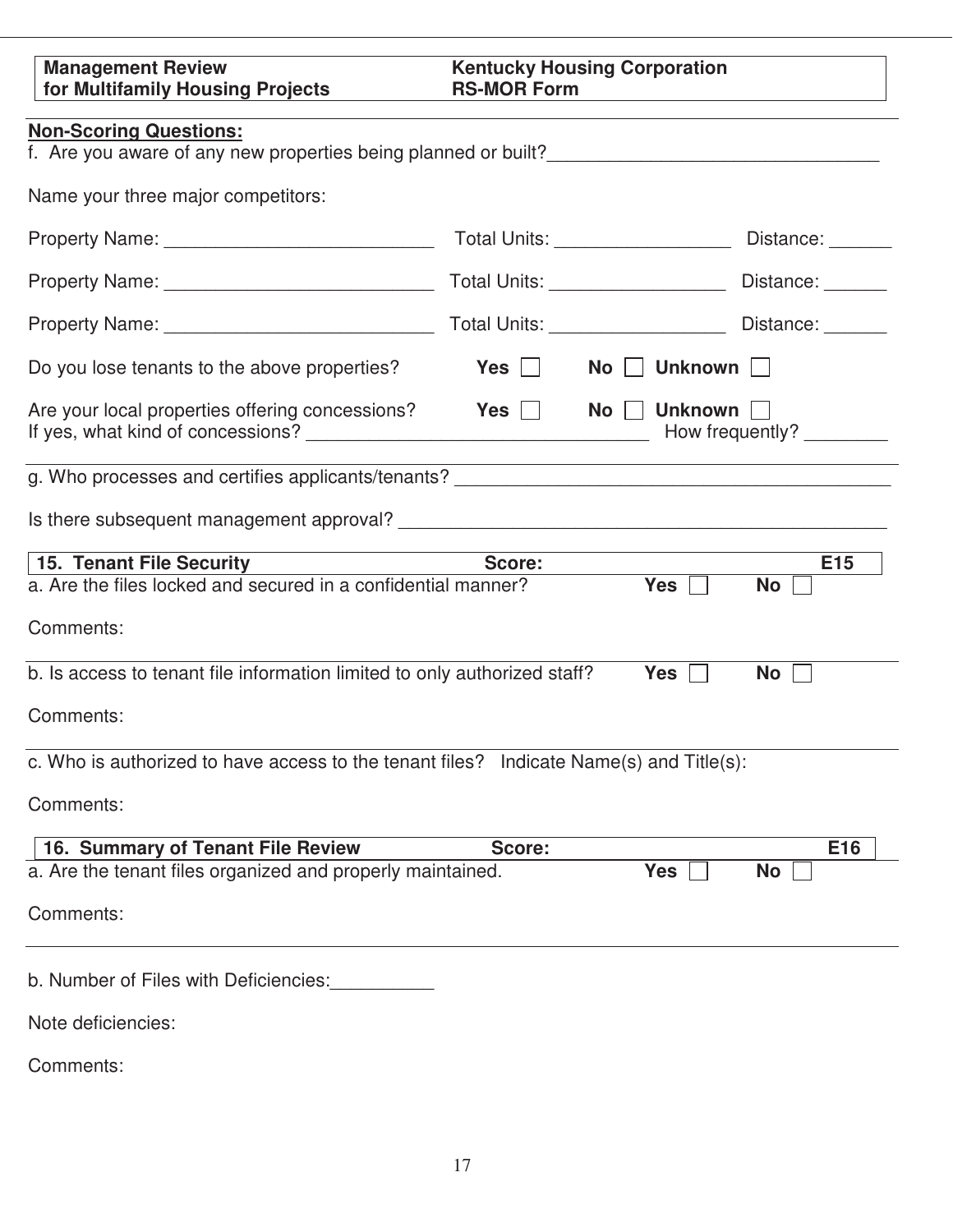| Management Review for Multifamily Housing Projects | Kentucky Housing Corporation RS-MOR Form |
|---|---|

**Non-Scoring Questions:**

f. Are you aware of any new properties being planned or built?________________________________

Name your three major competitors:

Property Name: __________________________ Total Units: _________________ Distance: ______

Property Name: __________________________ Total Units: _________________ Distance: ______

Property Name: __________________________ Total Units: _________________ Distance: ______

Do you lose tenants to the above properties? **Yes** ☐ **No** ☐ **Unknown** ☐

Are your local properties offering concessions? **Yes** ☐ **No** ☐ **Unknown** ☐

If yes, what kind of concessions? _________________________________ How frequently? ________

g. Who processes and certifies applicants/tenants? ___________________________________________

Is there subsequent management approval? _______________________________________________

| **15. Tenant File Security** | **Score:** | **E15** |
|---|---|---|

a. Are the files locked and secured in a confidential manner? **Yes** ☐ **No** ☐

Comments:

b. Is access to tenant file information limited to only authorized staff? **Yes** ☐ **No** ☐

Comments:

c. Who is authorized to have access to the tenant files? Indicate Name(s) and Title(s):

Comments:

| **16. Summary of Tenant File Review** | **Score:** | **E16** |
|---|---|---|

a. Are the tenant files organized and properly maintained. **Yes** ☐ **No** ☐

Comments:

b. Number of Files with Deficiencies:__________

Note deficiencies:

Comments: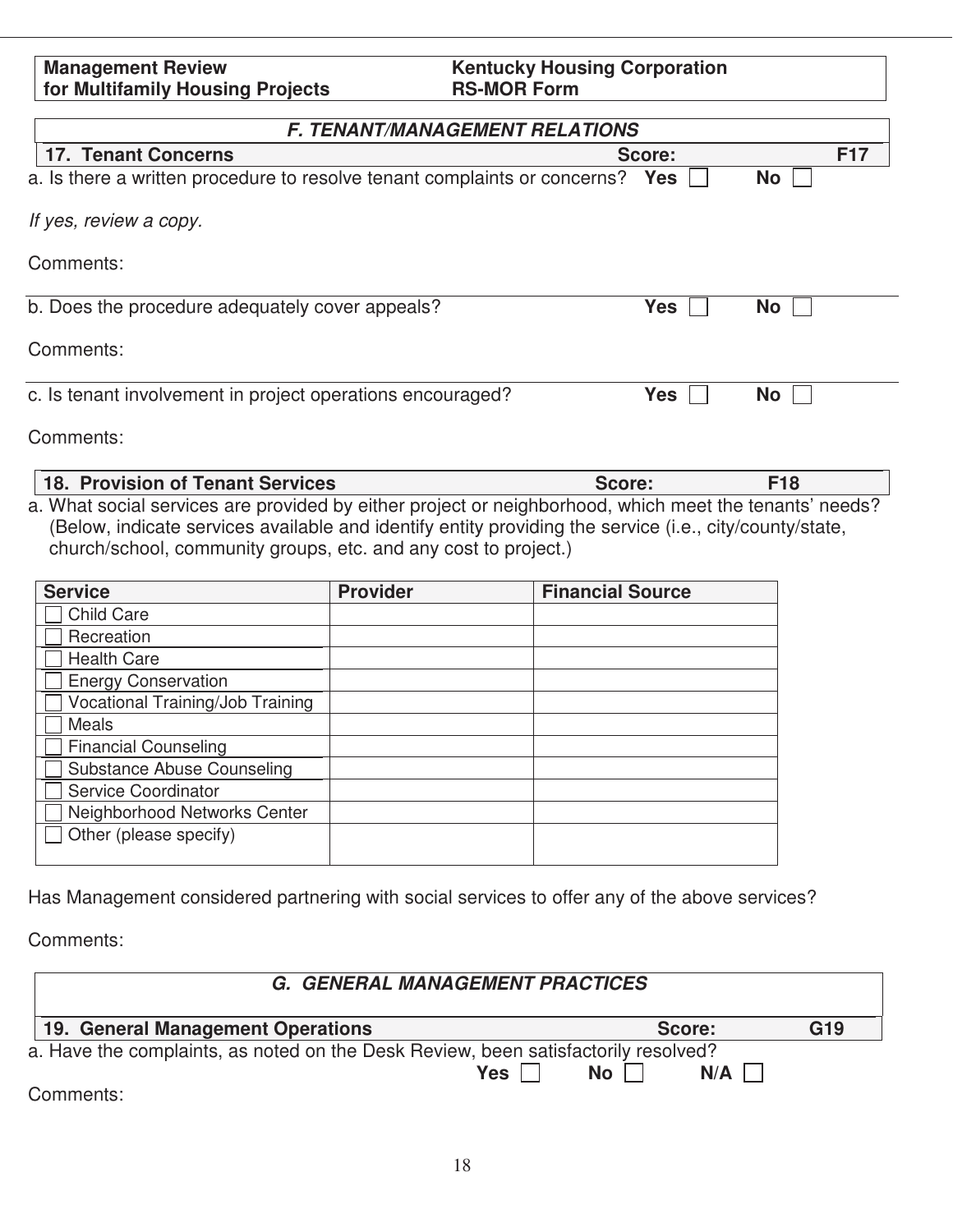| Management Review for Multifamily Housing Projects | Kentucky Housing Corporation RS-MOR Form |
|---|---|

## *F. TENANT/MANAGEMENT RELATIONS*

### 17. Tenant Concerns — Score: F17

a. Is there a written procedure to resolve tenant complaints or concerns? **Yes** ☐ **No** ☐

*If yes, review a copy.*

Comments:

b. Does the procedure adequately cover appeals? **Yes** ☐ **No** ☐

Comments:

c. Is tenant involvement in project operations encouraged? **Yes** ☐ **No** ☐

Comments:

### 18. Provision of Tenant Services — Score: F18

a. What social services are provided by either project or neighborhood, which meet the tenants' needs? (Below, indicate services available and identify entity providing the service (i.e., city/county/state, church/school, community groups, etc. and any cost to project.)

| Service | Provider | Financial Source |
|---|---|---|
| ☐ Child Care | | |
| ☐ Recreation | | |
| ☐ Health Care | | |
| ☐ Energy Conservation | | |
| ☐ Vocational Training/Job Training | | |
| ☐ Meals | | |
| ☐ Financial Counseling | | |
| ☐ Substance Abuse Counseling | | |
| ☐ Service Coordinator | | |
| ☐ Neighborhood Networks Center | | |
| ☐ Other (please specify) | | |

Has Management considered partnering with social services to offer any of the above services?

Comments:

## *G. GENERAL MANAGEMENT PRACTICES*

### 19. General Management Operations — Score: G19

a. Have the complaints, as noted on the Desk Review, been satisfactorily resolved? **Yes** ☐ **No** ☐ **N/A** ☐

Comments: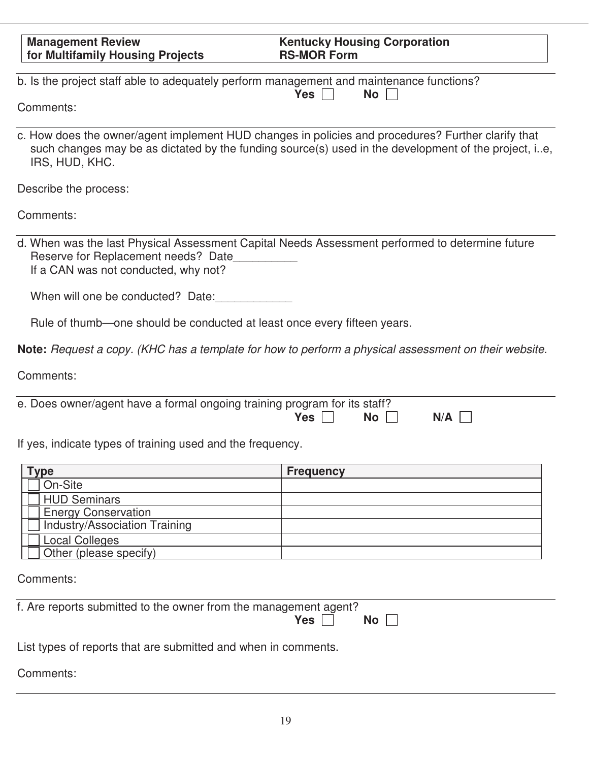| Management Review for Multifamily Housing Projects | Kentucky Housing Corporation RS-MOR Form |
|---|---|

b. Is the project staff able to adequately perform management and maintenance functions?

**Yes** ☐ **No** ☐

Comments:

---

c. How does the owner/agent implement HUD changes in policies and procedures? Further clarify that such changes may be as dictated by the funding source(s) used in the development of the project, i..e, IRS, HUD, KHC.

Describe the process:

Comments:

---

d. When was the last Physical Assessment Capital Needs Assessment performed to determine future Reserve for Replacement needs? Date__________

If a CAN was not conducted, why not?

When will one be conducted? Date:____________

Rule of thumb—one should be conducted at least once every fifteen years.

**Note:** *Request a copy. (KHC has a template for how to perform a physical assessment on their website.*

Comments:

---

e. Does owner/agent have a formal ongoing training program for its staff?

**Yes** ☐ **No** ☐ **N/A** ☐

If yes, indicate types of training used and the frequency.

| Type | Frequency |
|---|---|
| ☐ On-Site | |
| ☐ HUD Seminars | |
| ☐ Energy Conservation | |
| ☐ Industry/Association Training | |
| ☐ Local Colleges | |
| ☐ Other (please specify) | |

Comments:

---

f. Are reports submitted to the owner from the management agent?

**Yes** ☐ **No** ☐

List types of reports that are submitted and when in comments.

Comments: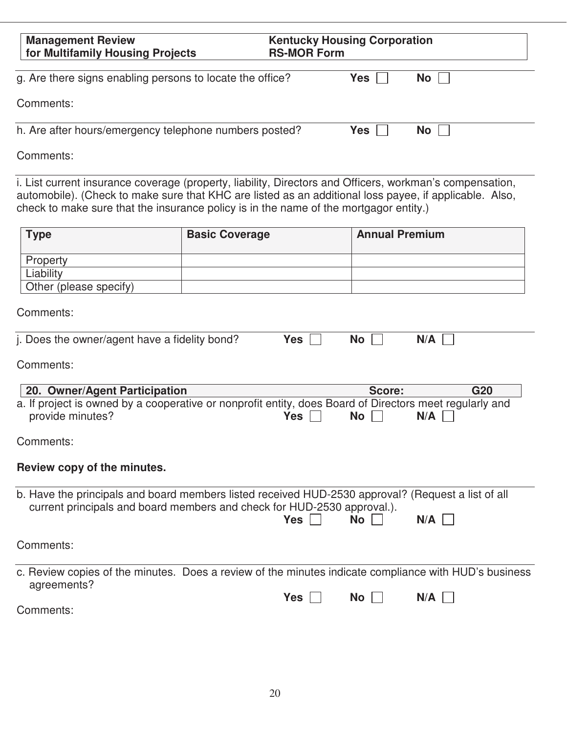g. Are there signs enabling persons to locate the office? **Yes** ☐ **No** ☐

Comments:

h. Are after hours/emergency telephone numbers posted? **Yes** ☐ **No** ☐

Comments:

i. List current insurance coverage (property, liability, Directors and Officers, workman's compensation, automobile). (Check to make sure that KHC are listed as an additional loss payee, if applicable. Also, check to make sure that the insurance policy is in the name of the mortgagor entity.)

| Type | Basic Coverage | Annual Premium |
|---|---|---|
| Property | | |
| Liability | | |
| Other (please specify) | | |

Comments:

j. Does the owner/agent have a fidelity bond? **Yes** ☐ **No** ☐ **N/A** ☐

Comments:

**20. Owner/Agent Participation** **Score:** **G20**

a. If project is owned by a cooperative or nonprofit entity, does Board of Directors meet regularly and provide minutes? **Yes** ☐ **No** ☐ **N/A** ☐

Comments:

**Review copy of the minutes.**

b. Have the principals and board members listed received HUD-2530 approval? (Request a list of all current principals and board members and check for HUD-2530 approval.). **Yes** ☐ **No** ☐ **N/A** ☐

Comments:

c. Review copies of the minutes. Does a review of the minutes indicate compliance with HUD's business agreements? **Yes** ☐ **No** ☐ **N/A** ☐

Comments: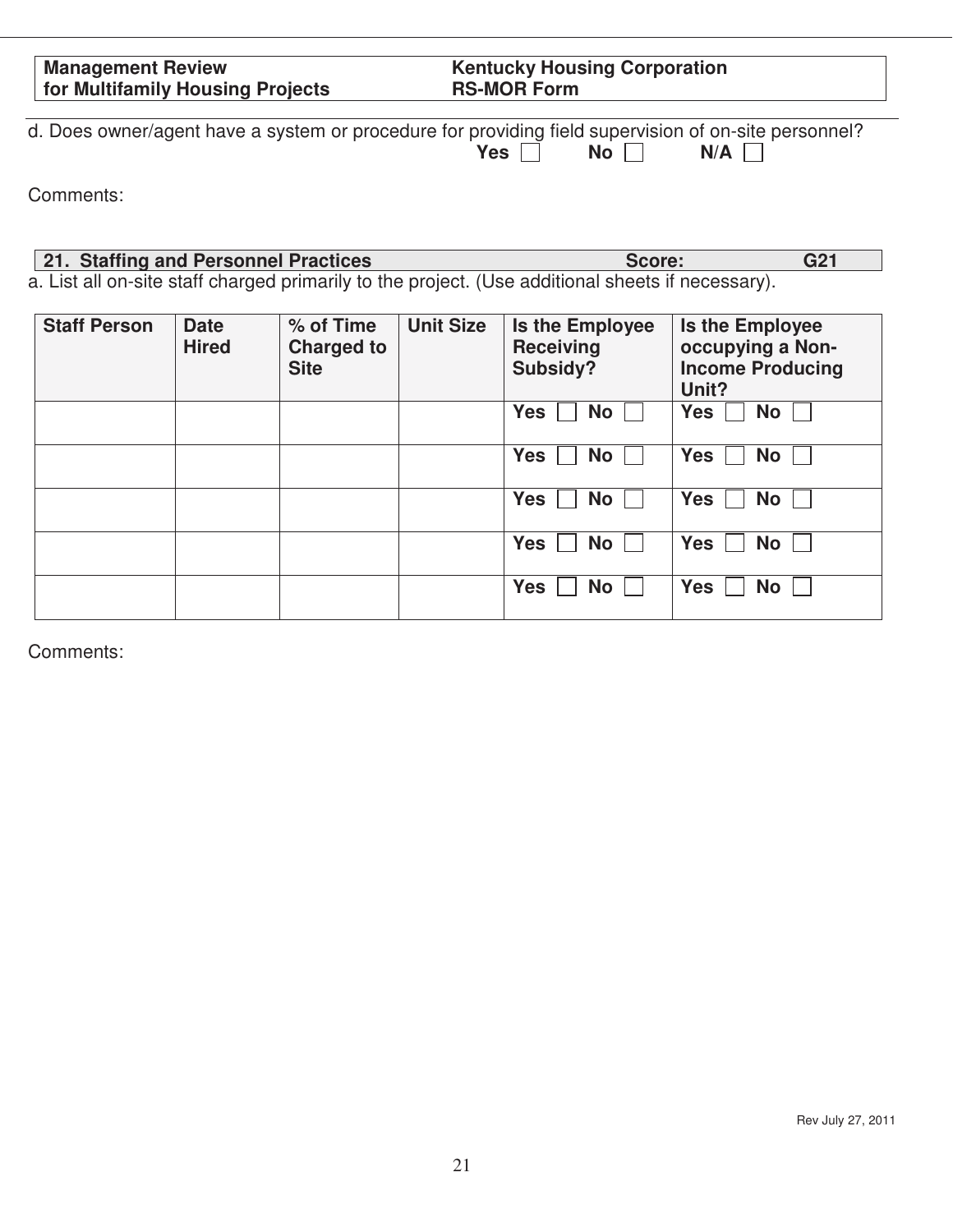d. Does owner/agent have a system or procedure for providing field supervision of on-site personnel?

Yes ☐ No ☐ N/A ☐

Comments:

**21. Staffing and Personnel Practices** **Score:** **G21**

a. List all on-site staff charged primarily to the project. (Use additional sheets if necessary).

| Staff Person | Date Hired | % of Time Charged to Site | Unit Size | Is the Employee Receiving Subsidy? | Is the Employee occupying a Non-Income Producing Unit? |
|---|---|---|---|---|---|
| | | | | Yes ☐ No ☐ | Yes ☐ No ☐ |
| | | | | Yes ☐ No ☐ | Yes ☐ No ☐ |
| | | | | Yes ☐ No ☐ | Yes ☐ No ☐ |
| | | | | Yes ☐ No ☐ | Yes ☐ No ☐ |
| | | | | Yes ☐ No ☐ | Yes ☐ No ☐ |

Comments: